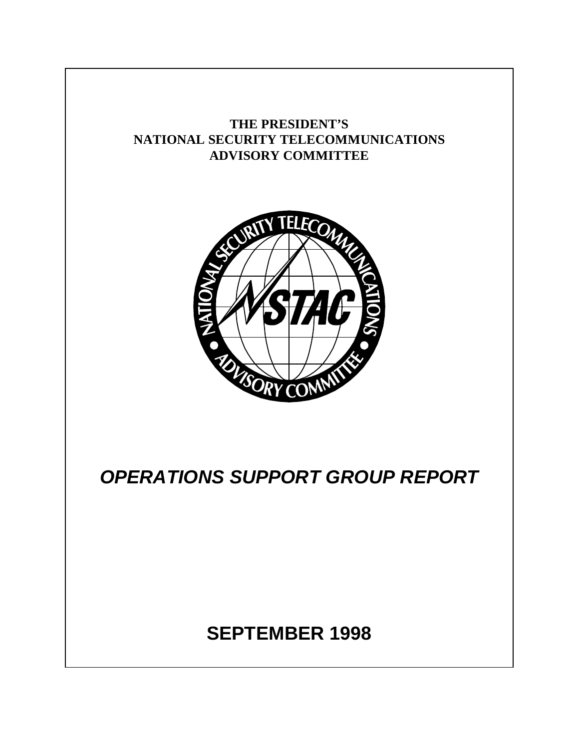**THE PRESIDENT'S**
**NATIONAL SECURITY TELECOMMUNICATIONS**
**ADVISORY COMMITTEE**

# *OPERATIONS SUPPORT GROUP REPORT*

**SEPTEMBER 1998**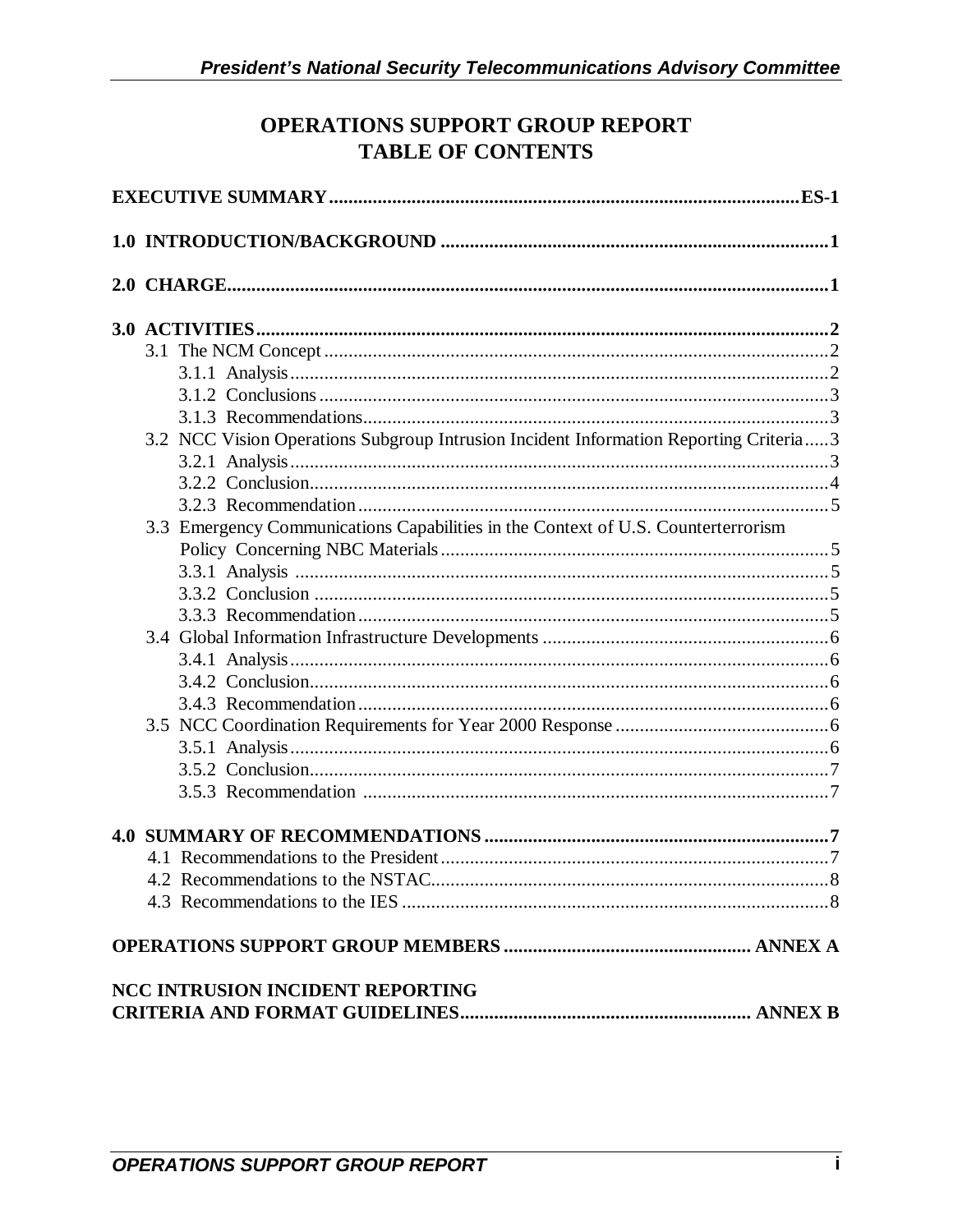# OPERATIONS SUPPORT GROUP REPORT
# TABLE OF CONTENTS

**EXECUTIVE SUMMARY** ..... **ES-1**

**1.0 INTRODUCTION/BACKGROUND** ..... **1**

**2.0 CHARGE** ..... **1**

**3.0 ACTIVITIES** ..... **2**

- 3.1 The NCM Concept ..... 2
  - 3.1.1 Analysis ..... 2
  - 3.1.2 Conclusions ..... 3
  - 3.1.3 Recommendations ..... 3
- 3.2 NCC Vision Operations Subgroup Intrusion Incident Information Reporting Criteria ..... 3
  - 3.2.1 Analysis ..... 3
  - 3.2.2 Conclusion ..... 4
  - 3.2.3 Recommendation ..... 5
- 3.3 Emergency Communications Capabilities in the Context of U.S. Counterterrorism Policy Concerning NBC Materials ..... 5
  - 3.3.1 Analysis ..... 5
  - 3.3.2 Conclusion ..... 5
  - 3.3.3 Recommendation ..... 5
- 3.4 Global Information Infrastructure Developments ..... 6
  - 3.4.1 Analysis ..... 6
  - 3.4.2 Conclusion ..... 6
  - 3.4.3 Recommendation ..... 6
- 3.5 NCC Coordination Requirements for Year 2000 Response ..... 6
  - 3.5.1 Analysis ..... 6
  - 3.5.2 Conclusion ..... 7
  - 3.5.3 Recommendation ..... 7

**4.0 SUMMARY OF RECOMMENDATIONS** ..... **7**

- 4.1 Recommendations to the President ..... 7
- 4.2 Recommendations to the NSTAC ..... 8
- 4.3 Recommendations to the IES ..... 8

**OPERATIONS SUPPORT GROUP MEMBERS** ..... **ANNEX A**

**NCC INTRUSION INCIDENT REPORTING CRITERIA AND FORMAT GUIDELINES** ..... **ANNEX B**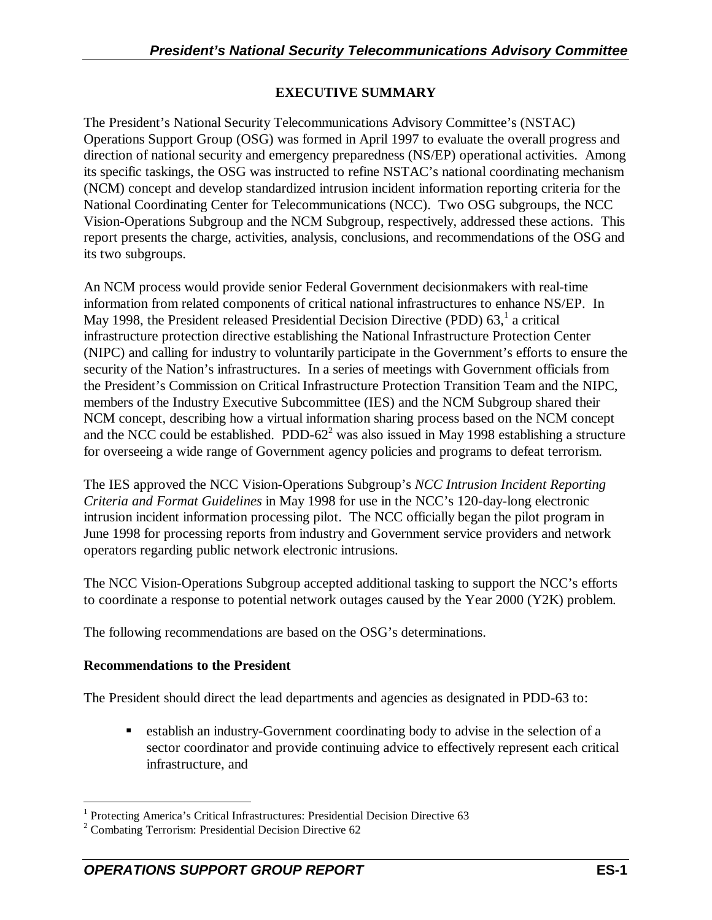## EXECUTIVE SUMMARY

The President's National Security Telecommunications Advisory Committee's (NSTAC) Operations Support Group (OSG) was formed in April 1997 to evaluate the overall progress and direction of national security and emergency preparedness (NS/EP) operational activities. Among its specific taskings, the OSG was instructed to refine NSTAC's national coordinating mechanism (NCM) concept and develop standardized intrusion incident information reporting criteria for the National Coordinating Center for Telecommunications (NCC). Two OSG subgroups, the NCC Vision-Operations Subgroup and the NCM Subgroup, respectively, addressed these actions. This report presents the charge, activities, analysis, conclusions, and recommendations of the OSG and its two subgroups.

An NCM process would provide senior Federal Government decisionmakers with real-time information from related components of critical national infrastructures to enhance NS/EP. In May 1998, the President released Presidential Decision Directive (PDD) 63,[1] a critical infrastructure protection directive establishing the National Infrastructure Protection Center (NIPC) and calling for industry to voluntarily participate in the Government's efforts to ensure the security of the Nation's infrastructures. In a series of meetings with Government officials from the President's Commission on Critical Infrastructure Protection Transition Team and the NIPC, members of the Industry Executive Subcommittee (IES) and the NCM Subgroup shared their NCM concept, describing how a virtual information sharing process based on the NCM concept and the NCC could be established. PDD-62[2] was also issued in May 1998 establishing a structure for overseeing a wide range of Government agency policies and programs to defeat terrorism.

The IES approved the NCC Vision-Operations Subgroup's *NCC Intrusion Incident Reporting Criteria and Format Guidelines* in May 1998 for use in the NCC's 120-day-long electronic intrusion incident information processing pilot. The NCC officially began the pilot program in June 1998 for processing reports from industry and Government service providers and network operators regarding public network electronic intrusions.

The NCC Vision-Operations Subgroup accepted additional tasking to support the NCC's efforts to coordinate a response to potential network outages caused by the Year 2000 (Y2K) problem.

The following recommendations are based on the OSG's determinations.

**Recommendations to the President**

The President should direct the lead departments and agencies as designated in PDD-63 to:

- establish an industry-Government coordinating body to advise in the selection of a sector coordinator and provide continuing advice to effectively represent each critical infrastructure, and

---

[1] Protecting America's Critical Infrastructures: Presidential Decision Directive 63

[2] Combating Terrorism: Presidential Decision Directive 62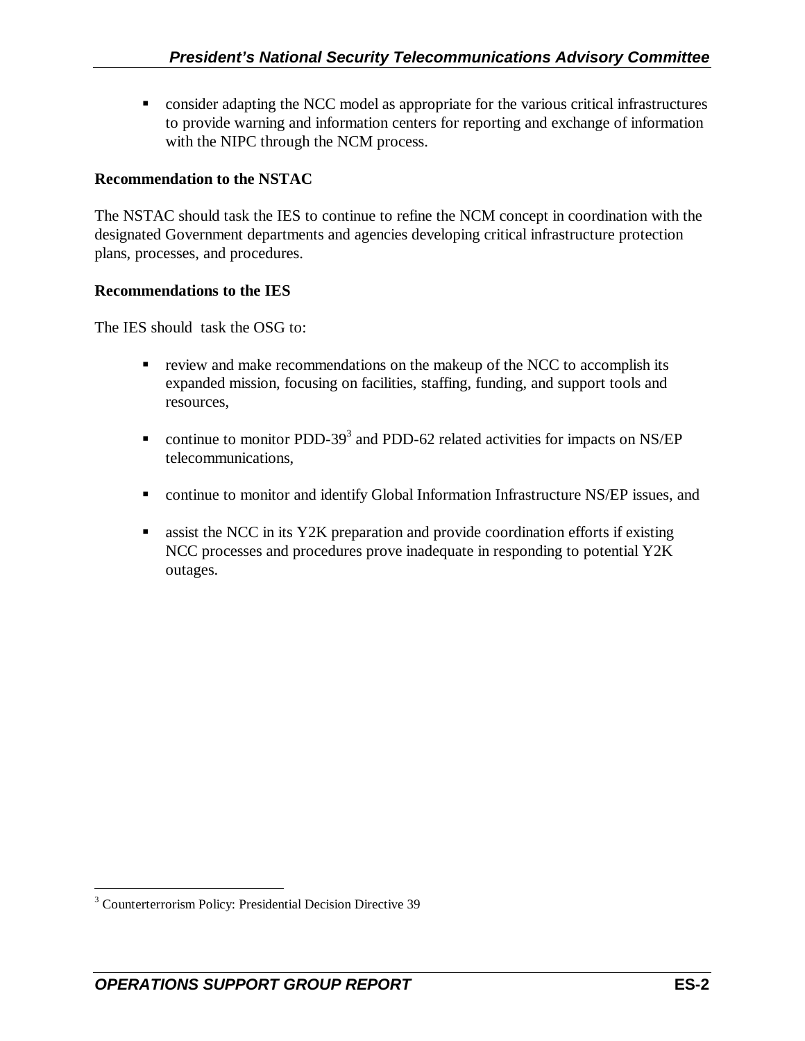- consider adapting the NCC model as appropriate for the various critical infrastructures to provide warning and information centers for reporting and exchange of information with the NIPC through the NCM process.

**Recommendation to the NSTAC**

The NSTAC should task the IES to continue to refine the NCM concept in coordination with the designated Government departments and agencies developing critical infrastructure protection plans, processes, and procedures.

**Recommendations to the IES**

The IES should task the OSG to:

- review and make recommendations on the makeup of the NCC to accomplish its expanded mission, focusing on facilities, staffing, funding, and support tools and resources,

- continue to monitor PDD-39[3] and PDD-62 related activities for impacts on NS/EP telecommunications,

- continue to monitor and identify Global Information Infrastructure NS/EP issues, and

- assist the NCC in its Y2K preparation and provide coordination efforts if existing NCC processes and procedures prove inadequate in responding to potential Y2K outages.

---

[3] Counterterrorism Policy: Presidential Decision Directive 39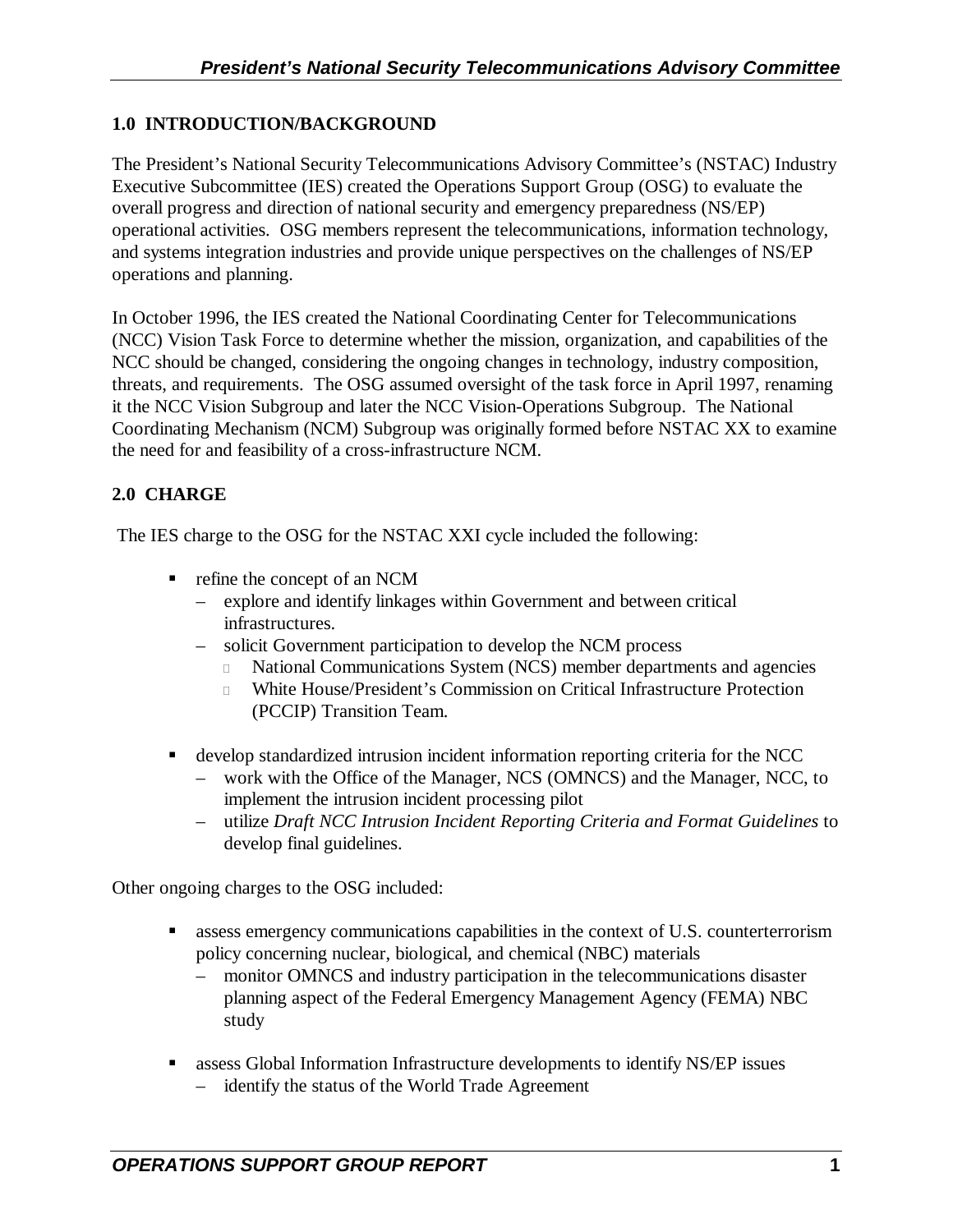## 1.0 INTRODUCTION/BACKGROUND

The President's National Security Telecommunications Advisory Committee's (NSTAC) Industry Executive Subcommittee (IES) created the Operations Support Group (OSG) to evaluate the overall progress and direction of national security and emergency preparedness (NS/EP) operational activities. OSG members represent the telecommunications, information technology, and systems integration industries and provide unique perspectives on the challenges of NS/EP operations and planning.

In October 1996, the IES created the National Coordinating Center for Telecommunications (NCC) Vision Task Force to determine whether the mission, organization, and capabilities of the NCC should be changed, considering the ongoing changes in technology, industry composition, threats, and requirements. The OSG assumed oversight of the task force in April 1997, renaming it the NCC Vision Subgroup and later the NCC Vision-Operations Subgroup. The National Coordinating Mechanism (NCM) Subgroup was originally formed before NSTAC XX to examine the need for and feasibility of a cross-infrastructure NCM.

## 2.0 CHARGE

The IES charge to the OSG for the NSTAC XXI cycle included the following:

- refine the concept of an NCM
  - explore and identify linkages within Government and between critical infrastructures.
  - solicit Government participation to develop the NCM process
    - National Communications System (NCS) member departments and agencies
    - White House/President's Commission on Critical Infrastructure Protection (PCCIP) Transition Team.
- develop standardized intrusion incident information reporting criteria for the NCC
  - work with the Office of the Manager, NCS (OMNCS) and the Manager, NCC, to implement the intrusion incident processing pilot
  - utilize *Draft NCC Intrusion Incident Reporting Criteria and Format Guidelines* to develop final guidelines.

Other ongoing charges to the OSG included:

- assess emergency communications capabilities in the context of U.S. counterterrorism policy concerning nuclear, biological, and chemical (NBC) materials
  - monitor OMNCS and industry participation in the telecommunications disaster planning aspect of the Federal Emergency Management Agency (FEMA) NBC study
- assess Global Information Infrastructure developments to identify NS/EP issues
  - identify the status of the World Trade Agreement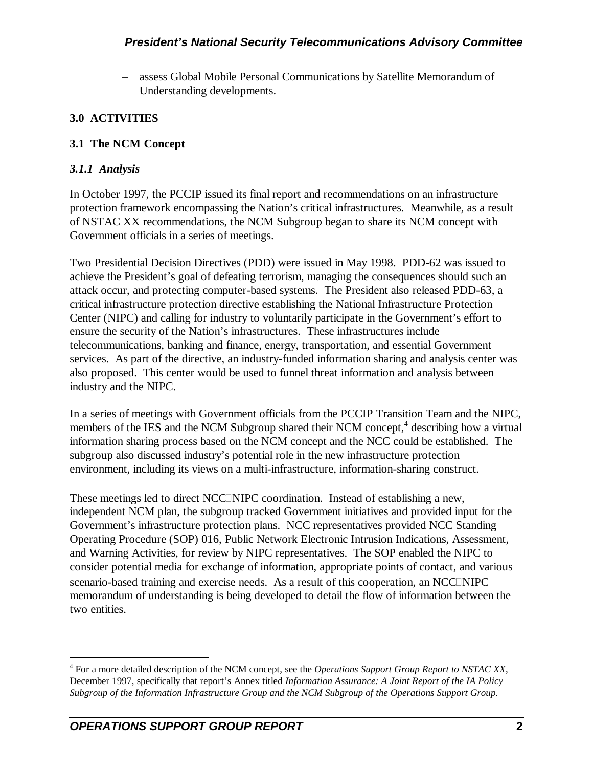– assess Global Mobile Personal Communications by Satellite Memorandum of Understanding developments.

## 3.0 ACTIVITIES

### 3.1 The NCM Concept

#### *3.1.1 Analysis*

In October 1997, the PCCIP issued its final report and recommendations on an infrastructure protection framework encompassing the Nation's critical infrastructures. Meanwhile, as a result of NSTAC XX recommendations, the NCM Subgroup began to share its NCM concept with Government officials in a series of meetings.

Two Presidential Decision Directives (PDD) were issued in May 1998. PDD-62 was issued to achieve the President's goal of defeating terrorism, managing the consequences should such an attack occur, and protecting computer-based systems. The President also released PDD-63, a critical infrastructure protection directive establishing the National Infrastructure Protection Center (NIPC) and calling for industry to voluntarily participate in the Government's effort to ensure the security of the Nation's infrastructures. These infrastructures include telecommunications, banking and finance, energy, transportation, and essential Government services. As part of the directive, an industry-funded information sharing and analysis center was also proposed. This center would be used to funnel threat information and analysis between industry and the NIPC.

In a series of meetings with Government officials from the PCCIP Transition Team and the NIPC, members of the IES and the NCM Subgroup shared their NCM concept,[4] describing how a virtual information sharing process based on the NCM concept and the NCC could be established. The subgroup also discussed industry's potential role in the new infrastructure protection environment, including its views on a multi-infrastructure, information-sharing construct.

These meetings led to direct NCC–NIPC coordination. Instead of establishing a new, independent NCM plan, the subgroup tracked Government initiatives and provided input for the Government's infrastructure protection plans. NCC representatives provided NCC Standing Operating Procedure (SOP) 016, Public Network Electronic Intrusion Indications, Assessment, and Warning Activities, for review by NIPC representatives. The SOP enabled the NIPC to consider potential media for exchange of information, appropriate points of contact, and various scenario-based training and exercise needs. As a result of this cooperation, an NCC–NIPC memorandum of understanding is being developed to detail the flow of information between the two entities.

---

[4] For a more detailed description of the NCM concept, see the *Operations Support Group Report to NSTAC XX*, December 1997, specifically that report's Annex titled *Information Assurance: A Joint Report of the IA Policy Subgroup of the Information Infrastructure Group and the NCM Subgroup of the Operations Support Group.*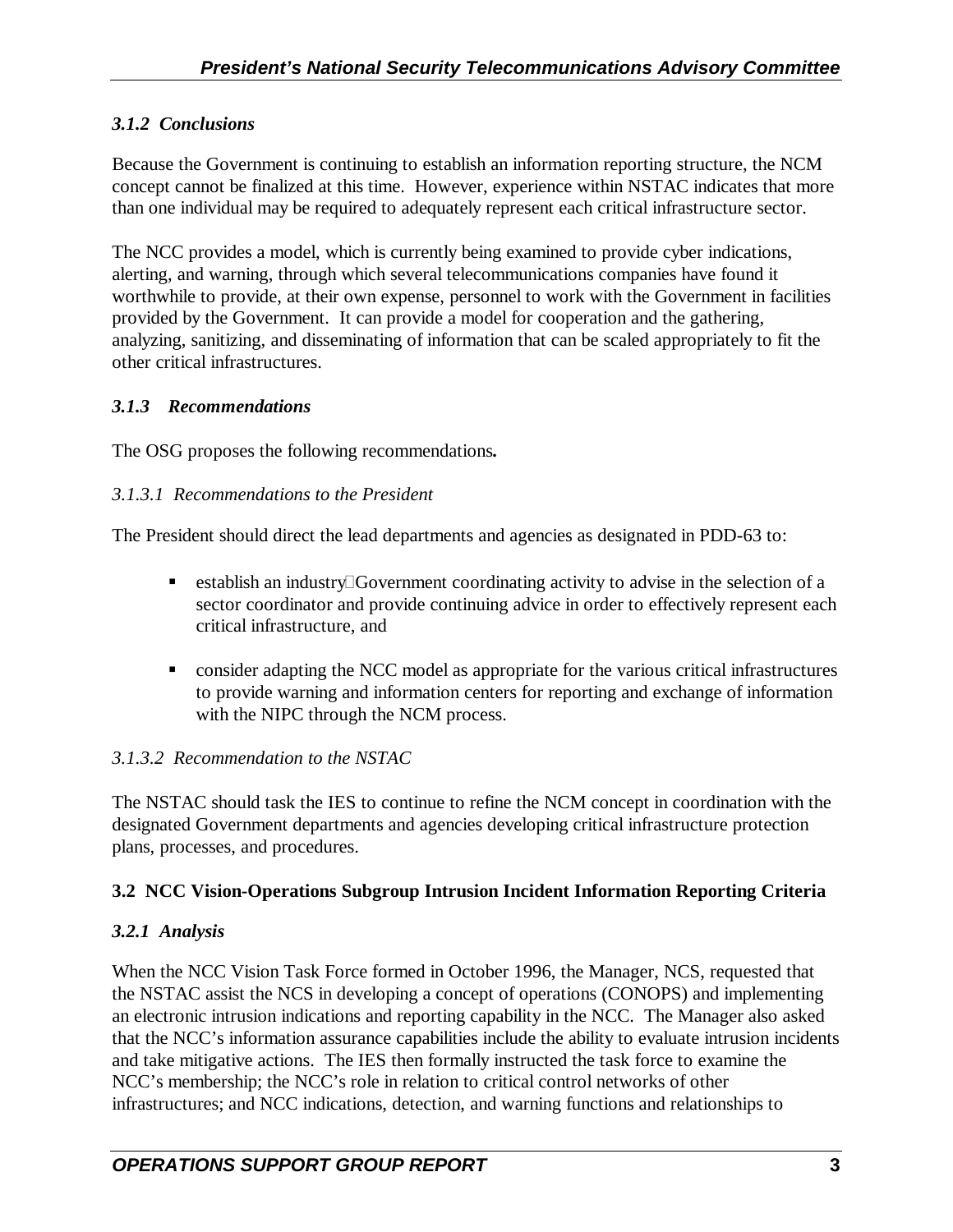### *3.1.2 Conclusions*

Because the Government is continuing to establish an information reporting structure, the NCM concept cannot be finalized at this time. However, experience within NSTAC indicates that more than one individual may be required to adequately represent each critical infrastructure sector.

The NCC provides a model, which is currently being examined to provide cyber indications, alerting, and warning, through which several telecommunications companies have found it worthwhile to provide, at their own expense, personnel to work with the Government in facilities provided by the Government. It can provide a model for cooperation and the gathering, analyzing, sanitizing, and disseminating of information that can be scaled appropriately to fit the other critical infrastructures.

### *3.1.3 Recommendations*

The OSG proposes the following recommendations**.**

#### *3.1.3.1 Recommendations to the President*

The President should direct the lead departments and agencies as designated in PDD-63 to:

- establish an industry–Government coordinating activity to advise in the selection of a sector coordinator and provide continuing advice in order to effectively represent each critical infrastructure, and
- consider adapting the NCC model as appropriate for the various critical infrastructures to provide warning and information centers for reporting and exchange of information with the NIPC through the NCM process.

#### *3.1.3.2 Recommendation to the NSTAC*

The NSTAC should task the IES to continue to refine the NCM concept in coordination with the designated Government departments and agencies developing critical infrastructure protection plans, processes, and procedures.

## 3.2 NCC Vision-Operations Subgroup Intrusion Incident Information Reporting Criteria

### *3.2.1 Analysis*

When the NCC Vision Task Force formed in October 1996, the Manager, NCS, requested that the NSTAC assist the NCS in developing a concept of operations (CONOPS) and implementing an electronic intrusion indications and reporting capability in the NCC. The Manager also asked that the NCC's information assurance capabilities include the ability to evaluate intrusion incidents and take mitigative actions. The IES then formally instructed the task force to examine the NCC's membership; the NCC's role in relation to critical control networks of other infrastructures; and NCC indications, detection, and warning functions and relationships to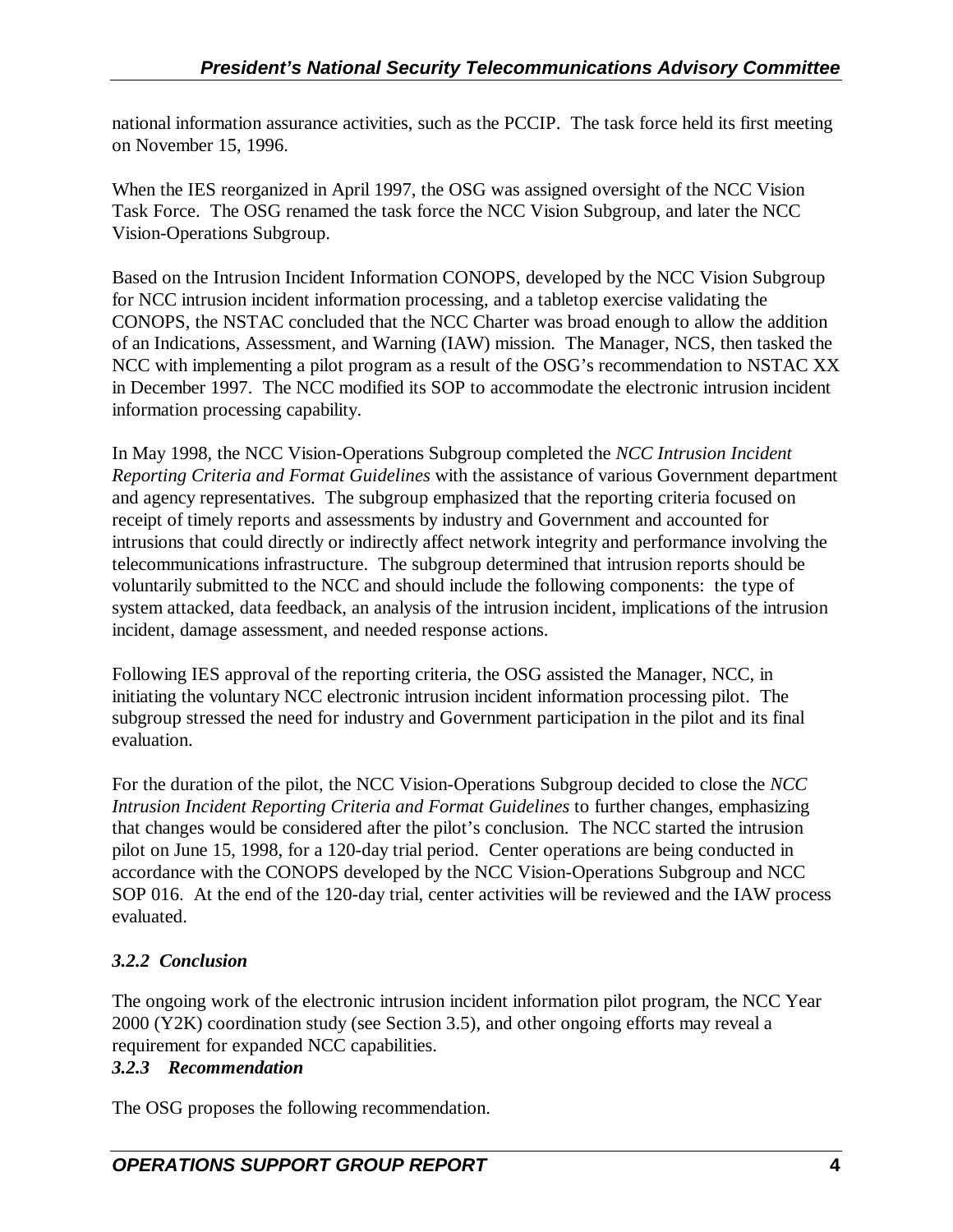national information assurance activities, such as the PCCIP. The task force held its first meeting on November 15, 1996.

When the IES reorganized in April 1997, the OSG was assigned oversight of the NCC Vision Task Force. The OSG renamed the task force the NCC Vision Subgroup, and later the NCC Vision-Operations Subgroup.

Based on the Intrusion Incident Information CONOPS, developed by the NCC Vision Subgroup for NCC intrusion incident information processing, and a tabletop exercise validating the CONOPS, the NSTAC concluded that the NCC Charter was broad enough to allow the addition of an Indications, Assessment, and Warning (IAW) mission. The Manager, NCS, then tasked the NCC with implementing a pilot program as a result of the OSG's recommendation to NSTAC XX in December 1997. The NCC modified its SOP to accommodate the electronic intrusion incident information processing capability.

In May 1998, the NCC Vision-Operations Subgroup completed the *NCC Intrusion Incident Reporting Criteria and Format Guidelines* with the assistance of various Government department and agency representatives. The subgroup emphasized that the reporting criteria focused on receipt of timely reports and assessments by industry and Government and accounted for intrusions that could directly or indirectly affect network integrity and performance involving the telecommunications infrastructure. The subgroup determined that intrusion reports should be voluntarily submitted to the NCC and should include the following components: the type of system attacked, data feedback, an analysis of the intrusion incident, implications of the intrusion incident, damage assessment, and needed response actions.

Following IES approval of the reporting criteria, the OSG assisted the Manager, NCC, in initiating the voluntary NCC electronic intrusion incident information processing pilot. The subgroup stressed the need for industry and Government participation in the pilot and its final evaluation.

For the duration of the pilot, the NCC Vision-Operations Subgroup decided to close the *NCC Intrusion Incident Reporting Criteria and Format Guidelines* to further changes, emphasizing that changes would be considered after the pilot's conclusion. The NCC started the intrusion pilot on June 15, 1998, for a 120-day trial period. Center operations are being conducted in accordance with the CONOPS developed by the NCC Vision-Operations Subgroup and NCC SOP 016. At the end of the 120-day trial, center activities will be reviewed and the IAW process evaluated.

### *3.2.2 Conclusion*

The ongoing work of the electronic intrusion incident information pilot program, the NCC Year 2000 (Y2K) coordination study (see Section 3.5), and other ongoing efforts may reveal a requirement for expanded NCC capabilities.

### *3.2.3 Recommendation*

The OSG proposes the following recommendation.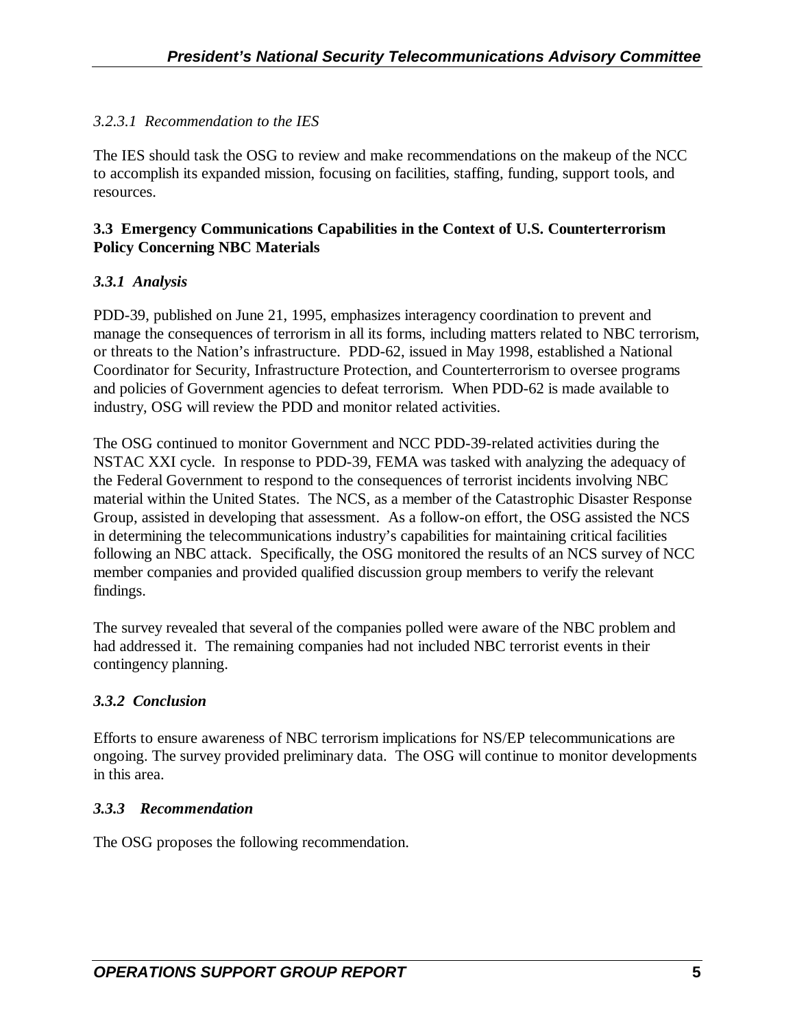#### *3.2.3.1 Recommendation to the IES*

The IES should task the OSG to review and make recommendations on the makeup of the NCC to accomplish its expanded mission, focusing on facilities, staffing, funding, support tools, and resources.

### 3.3 Emergency Communications Capabilities in the Context of U.S. Counterterrorism Policy Concerning NBC Materials

#### *3.3.1 Analysis*

PDD-39, published on June 21, 1995, emphasizes interagency coordination to prevent and manage the consequences of terrorism in all its forms, including matters related to NBC terrorism, or threats to the Nation's infrastructure. PDD-62, issued in May 1998, established a National Coordinator for Security, Infrastructure Protection, and Counterterrorism to oversee programs and policies of Government agencies to defeat terrorism. When PDD-62 is made available to industry, OSG will review the PDD and monitor related activities.

The OSG continued to monitor Government and NCC PDD-39-related activities during the NSTAC XXI cycle. In response to PDD-39, FEMA was tasked with analyzing the adequacy of the Federal Government to respond to the consequences of terrorist incidents involving NBC material within the United States. The NCS, as a member of the Catastrophic Disaster Response Group, assisted in developing that assessment. As a follow-on effort, the OSG assisted the NCS in determining the telecommunications industry's capabilities for maintaining critical facilities following an NBC attack. Specifically, the OSG monitored the results of an NCS survey of NCC member companies and provided qualified discussion group members to verify the relevant findings.

The survey revealed that several of the companies polled were aware of the NBC problem and had addressed it. The remaining companies had not included NBC terrorist events in their contingency planning.

#### *3.3.2 Conclusion*

Efforts to ensure awareness of NBC terrorism implications for NS/EP telecommunications are ongoing. The survey provided preliminary data. The OSG will continue to monitor developments in this area.

#### *3.3.3 Recommendation*

The OSG proposes the following recommendation.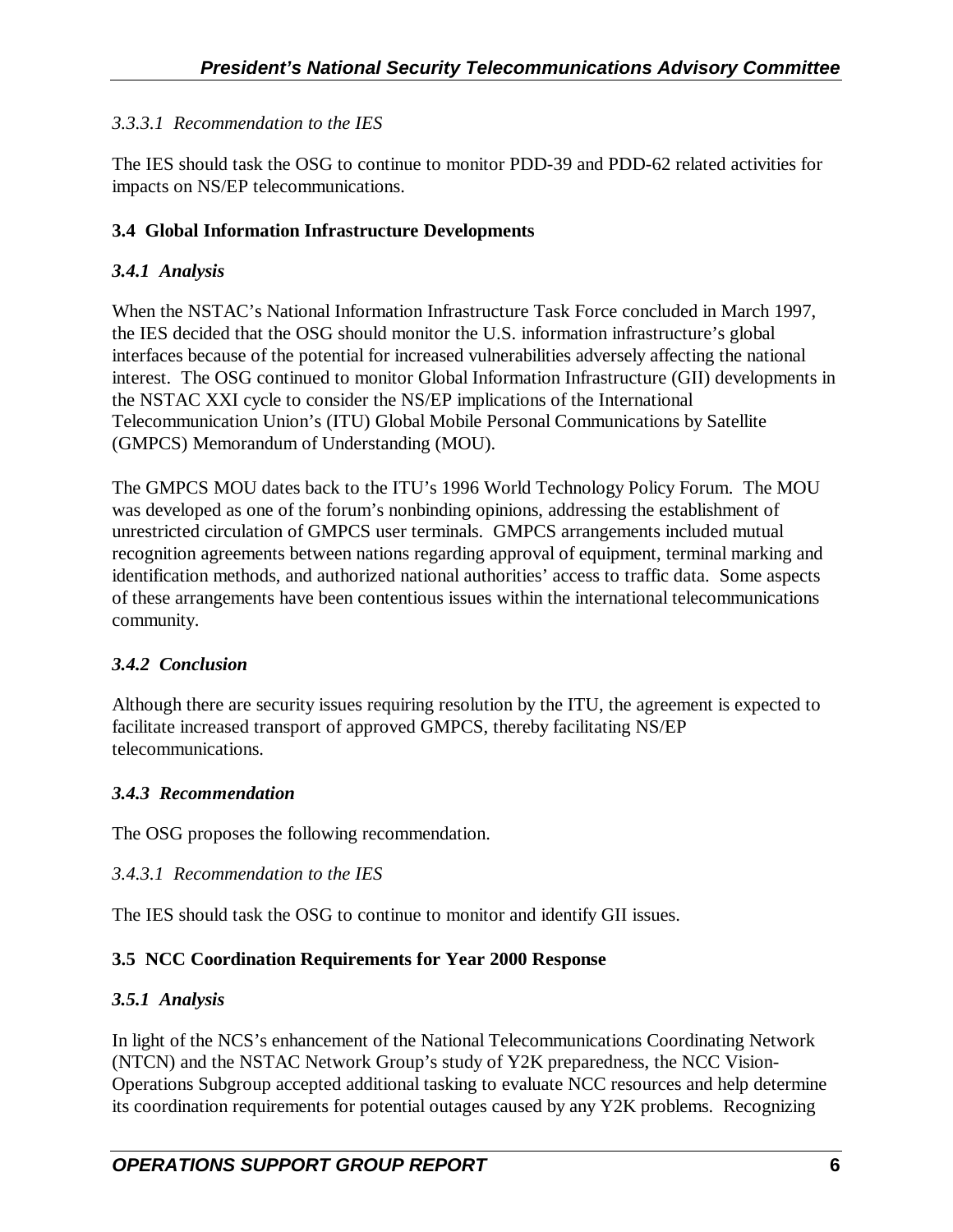#### *3.3.3.1 Recommendation to the IES*

The IES should task the OSG to continue to monitor PDD-39 and PDD-62 related activities for impacts on NS/EP telecommunications.

## 3.4 Global Information Infrastructure Developments

### *3.4.1 Analysis*

When the NSTAC's National Information Infrastructure Task Force concluded in March 1997, the IES decided that the OSG should monitor the U.S. information infrastructure's global interfaces because of the potential for increased vulnerabilities adversely affecting the national interest. The OSG continued to monitor Global Information Infrastructure (GII) developments in the NSTAC XXI cycle to consider the NS/EP implications of the International Telecommunication Union's (ITU) Global Mobile Personal Communications by Satellite (GMPCS) Memorandum of Understanding (MOU).

The GMPCS MOU dates back to the ITU's 1996 World Technology Policy Forum. The MOU was developed as one of the forum's nonbinding opinions, addressing the establishment of unrestricted circulation of GMPCS user terminals. GMPCS arrangements included mutual recognition agreements between nations regarding approval of equipment, terminal marking and identification methods, and authorized national authorities' access to traffic data. Some aspects of these arrangements have been contentious issues within the international telecommunications community.

### *3.4.2 Conclusion*

Although there are security issues requiring resolution by the ITU, the agreement is expected to facilitate increased transport of approved GMPCS, thereby facilitating NS/EP telecommunications.

### *3.4.3 Recommendation*

The OSG proposes the following recommendation.

#### *3.4.3.1 Recommendation to the IES*

The IES should task the OSG to continue to monitor and identify GII issues.

## 3.5 NCC Coordination Requirements for Year 2000 Response

### *3.5.1 Analysis*

In light of the NCS's enhancement of the National Telecommunications Coordinating Network (NTCN) and the NSTAC Network Group's study of Y2K preparedness, the NCC Vision-Operations Subgroup accepted additional tasking to evaluate NCC resources and help determine its coordination requirements for potential outages caused by any Y2K problems. Recognizing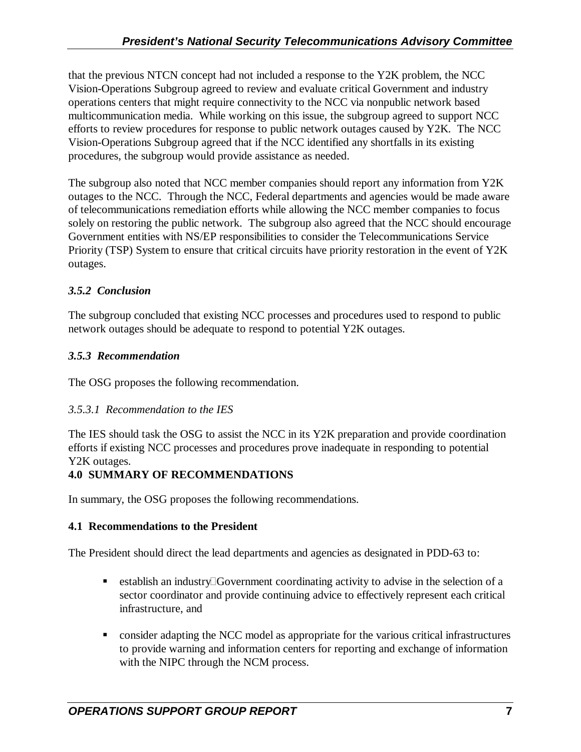that the previous NTCN concept had not included a response to the Y2K problem, the NCC Vision-Operations Subgroup agreed to review and evaluate critical Government and industry operations centers that might require connectivity to the NCC via nonpublic network based multicommunication media. While working on this issue, the subgroup agreed to support NCC efforts to review procedures for response to public network outages caused by Y2K. The NCC Vision-Operations Subgroup agreed that if the NCC identified any shortfalls in its existing procedures, the subgroup would provide assistance as needed.

The subgroup also noted that NCC member companies should report any information from Y2K outages to the NCC. Through the NCC, Federal departments and agencies would be made aware of telecommunications remediation efforts while allowing the NCC member companies to focus solely on restoring the public network. The subgroup also agreed that the NCC should encourage Government entities with NS/EP responsibilities to consider the Telecommunications Service Priority (TSP) System to ensure that critical circuits have priority restoration in the event of Y2K outages.

### *3.5.2 Conclusion*

The subgroup concluded that existing NCC processes and procedures used to respond to public network outages should be adequate to respond to potential Y2K outages.

### *3.5.3 Recommendation*

The OSG proposes the following recommendation.

#### *3.5.3.1 Recommendation to the IES*

The IES should task the OSG to assist the NCC in its Y2K preparation and provide coordination efforts if existing NCC processes and procedures prove inadequate in responding to potential Y2K outages.

## 4.0 SUMMARY OF RECOMMENDATIONS

In summary, the OSG proposes the following recommendations.

### 4.1 Recommendations to the President

The President should direct the lead departments and agencies as designated in PDD-63 to:

- establish an industry–Government coordinating activity to advise in the selection of a sector coordinator and provide continuing advice to effectively represent each critical infrastructure, and
- consider adapting the NCC model as appropriate for the various critical infrastructures to provide warning and information centers for reporting and exchange of information with the NIPC through the NCM process.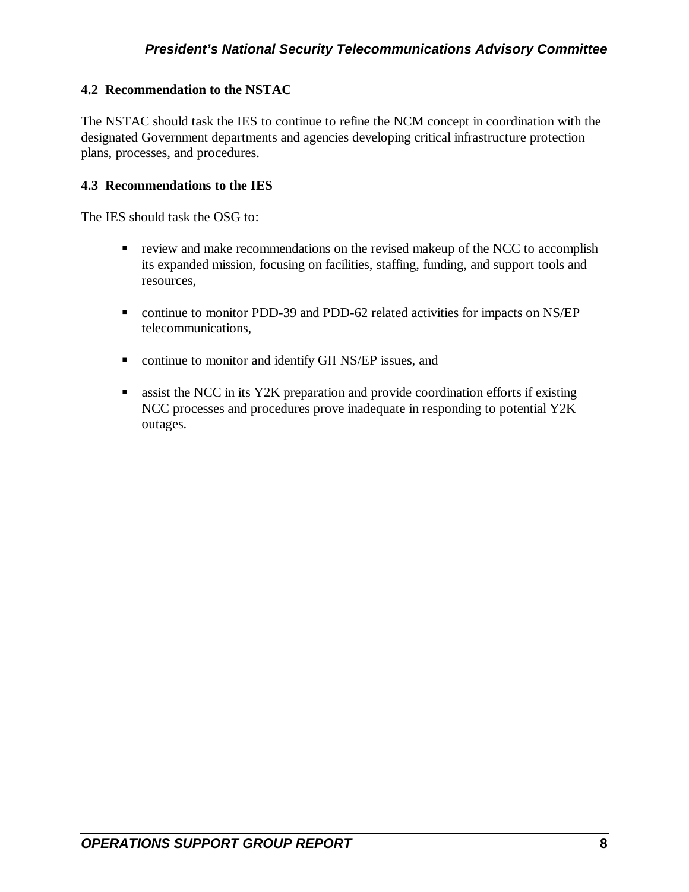### 4.2 Recommendation to the NSTAC

The NSTAC should task the IES to continue to refine the NCM concept in coordination with the designated Government departments and agencies developing critical infrastructure protection plans, processes, and procedures.

### 4.3 Recommendations to the IES

The IES should task the OSG to:

- review and make recommendations on the revised makeup of the NCC to accomplish its expanded mission, focusing on facilities, staffing, funding, and support tools and resources,
- continue to monitor PDD-39 and PDD-62 related activities for impacts on NS/EP telecommunications,
- continue to monitor and identify GII NS/EP issues, and
- assist the NCC in its Y2K preparation and provide coordination efforts if existing NCC processes and procedures prove inadequate in responding to potential Y2K outages.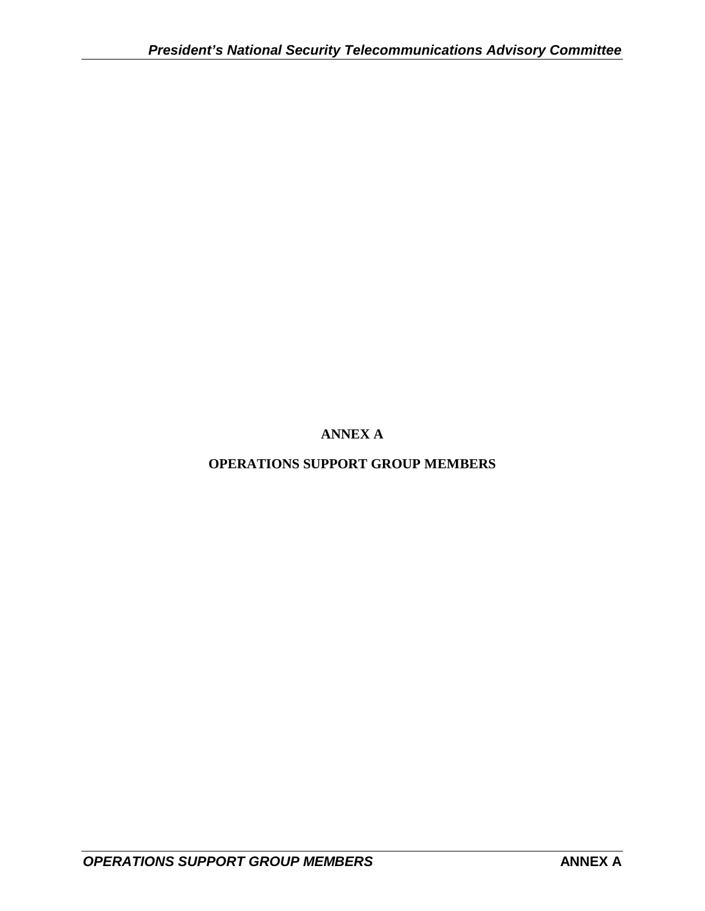# ANNEX A

## OPERATIONS SUPPORT GROUP MEMBERS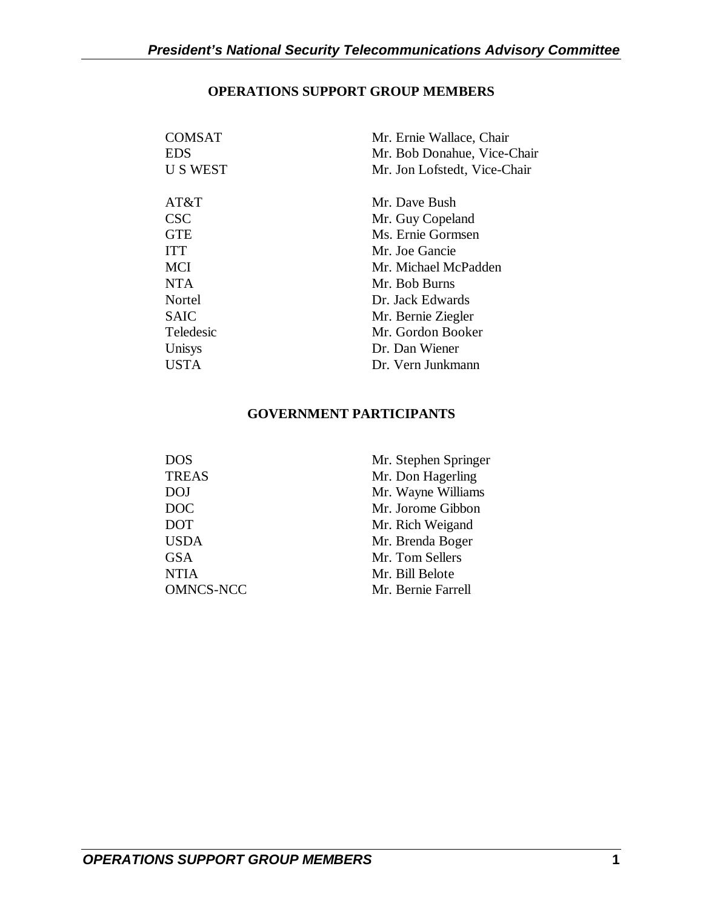## OPERATIONS SUPPORT GROUP MEMBERS

| | |
|---|---|
| COMSAT | Mr. Ernie Wallace, Chair |
| EDS | Mr. Bob Donahue, Vice-Chair |
| U S WEST | Mr. Jon Lofstedt, Vice-Chair |
| | |
| AT&T | Mr. Dave Bush |
| CSC | Mr. Guy Copeland |
| GTE | Ms. Ernie Gormsen |
| ITT | Mr. Joe Gancie |
| MCI | Mr. Michael McPadden |
| NTA | Mr. Bob Burns |
| Nortel | Dr. Jack Edwards |
| SAIC | Mr. Bernie Ziegler |
| Teledesic | Mr. Gordon Booker |
| Unisys | Dr. Dan Wiener |
| USTA | Dr. Vern Junkmann |

## GOVERNMENT PARTICIPANTS

| | |
|---|---|
| DOS | Mr. Stephen Springer |
| TREAS | Mr. Don Hagerling |
| DOJ | Mr. Wayne Williams |
| DOC | Mr. Jorome Gibbon |
| DOT | Mr. Rich Weigand |
| USDA | Mr. Brenda Boger |
| GSA | Mr. Tom Sellers |
| NTIA | Mr. Bill Belote |
| OMNCS-NCC | Mr. Bernie Farrell |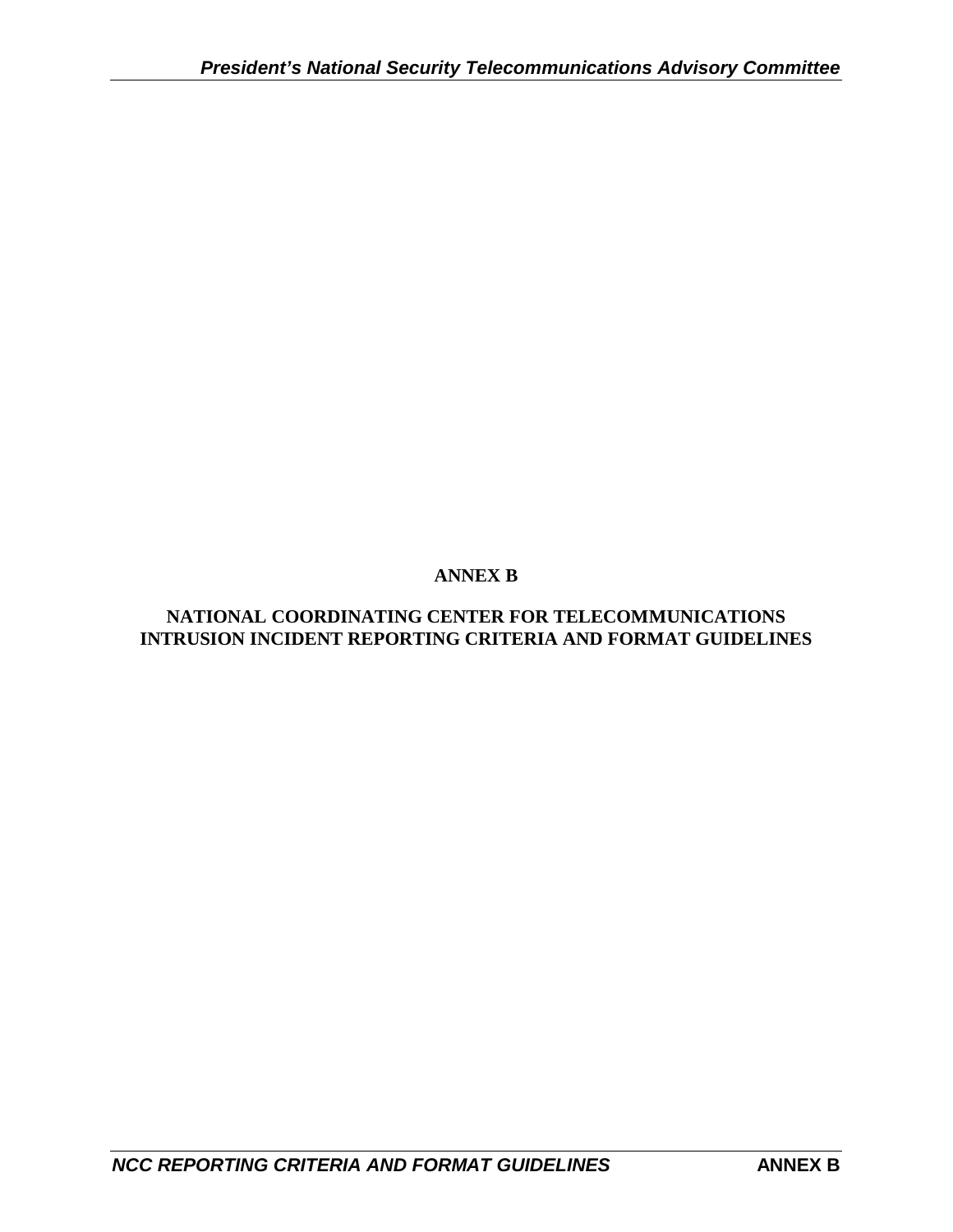# ANNEX B

## NATIONAL COORDINATING CENTER FOR TELECOMMUNICATIONS INTRUSION INCIDENT REPORTING CRITERIA AND FORMAT GUIDELINES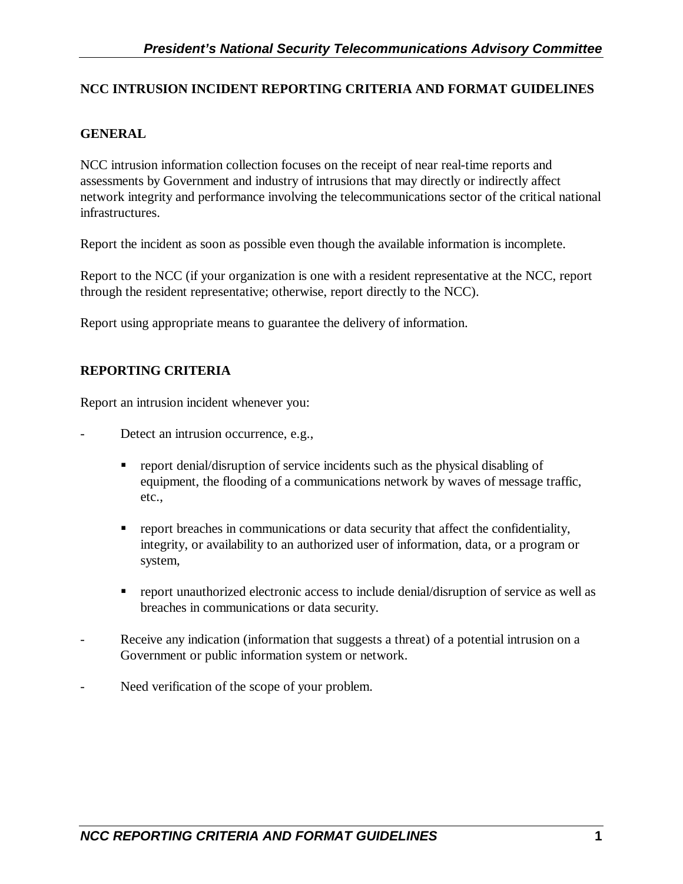## NCC INTRUSION INCIDENT REPORTING CRITERIA AND FORMAT GUIDELINES

### GENERAL

NCC intrusion information collection focuses on the receipt of near real-time reports and assessments by Government and industry of intrusions that may directly or indirectly affect network integrity and performance involving the telecommunications sector of the critical national infrastructures.

Report the incident as soon as possible even though the available information is incomplete.

Report to the NCC (if your organization is one with a resident representative at the NCC, report through the resident representative; otherwise, report directly to the NCC).

Report using appropriate means to guarantee the delivery of information.

### REPORTING CRITERIA

Report an intrusion incident whenever you:

- Detect an intrusion occurrence, e.g.,
  - report denial/disruption of service incidents such as the physical disabling of equipment, the flooding of a communications network by waves of message traffic, etc.,
  - report breaches in communications or data security that affect the confidentiality, integrity, or availability to an authorized user of information, data, or a program or system,
  - report unauthorized electronic access to include denial/disruption of service as well as breaches in communications or data security.
- Receive any indication (information that suggests a threat) of a potential intrusion on a Government or public information system or network.
- Need verification of the scope of your problem.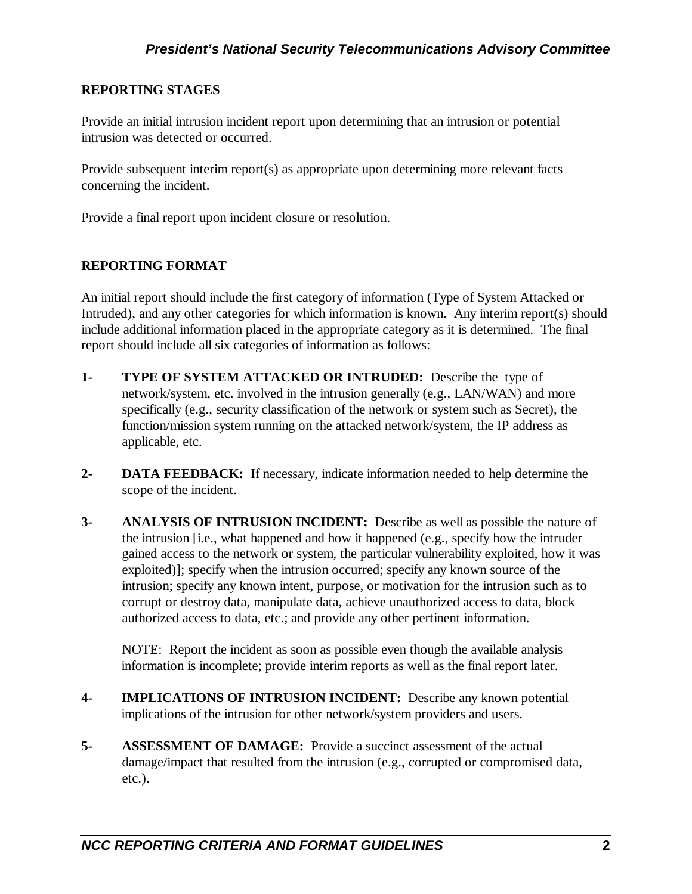## REPORTING STAGES

Provide an initial intrusion incident report upon determining that an intrusion or potential intrusion was detected or occurred.

Provide subsequent interim report(s) as appropriate upon determining more relevant facts concerning the incident.

Provide a final report upon incident closure or resolution.

## REPORTING FORMAT

An initial report should include the first category of information (Type of System Attacked or Intruded), and any other categories for which information is known. Any interim report(s) should include additional information placed in the appropriate category as it is determined. The final report should include all six categories of information as follows:

**1- TYPE OF SYSTEM ATTACKED OR INTRUDED:** Describe the type of network/system, etc. involved in the intrusion generally (e.g., LAN/WAN) and more specifically (e.g., security classification of the network or system such as Secret), the function/mission system running on the attacked network/system, the IP address as applicable, etc.

**2- DATA FEEDBACK:** If necessary, indicate information needed to help determine the scope of the incident.

**3- ANALYSIS OF INTRUSION INCIDENT:** Describe as well as possible the nature of the intrusion [i.e., what happened and how it happened (e.g., specify how the intruder gained access to the network or system, the particular vulnerability exploited, how it was exploited)]; specify when the intrusion occurred; specify any known source of the intrusion; specify any known intent, purpose, or motivation for the intrusion such as to corrupt or destroy data, manipulate data, achieve unauthorized access to data, block authorized access to data, etc.; and provide any other pertinent information.

NOTE: Report the incident as soon as possible even though the available analysis information is incomplete; provide interim reports as well as the final report later.

**4- IMPLICATIONS OF INTRUSION INCIDENT:** Describe any known potential implications of the intrusion for other network/system providers and users.

**5- ASSESSMENT OF DAMAGE:** Provide a succinct assessment of the actual damage/impact that resulted from the intrusion (e.g., corrupted or compromised data, etc.).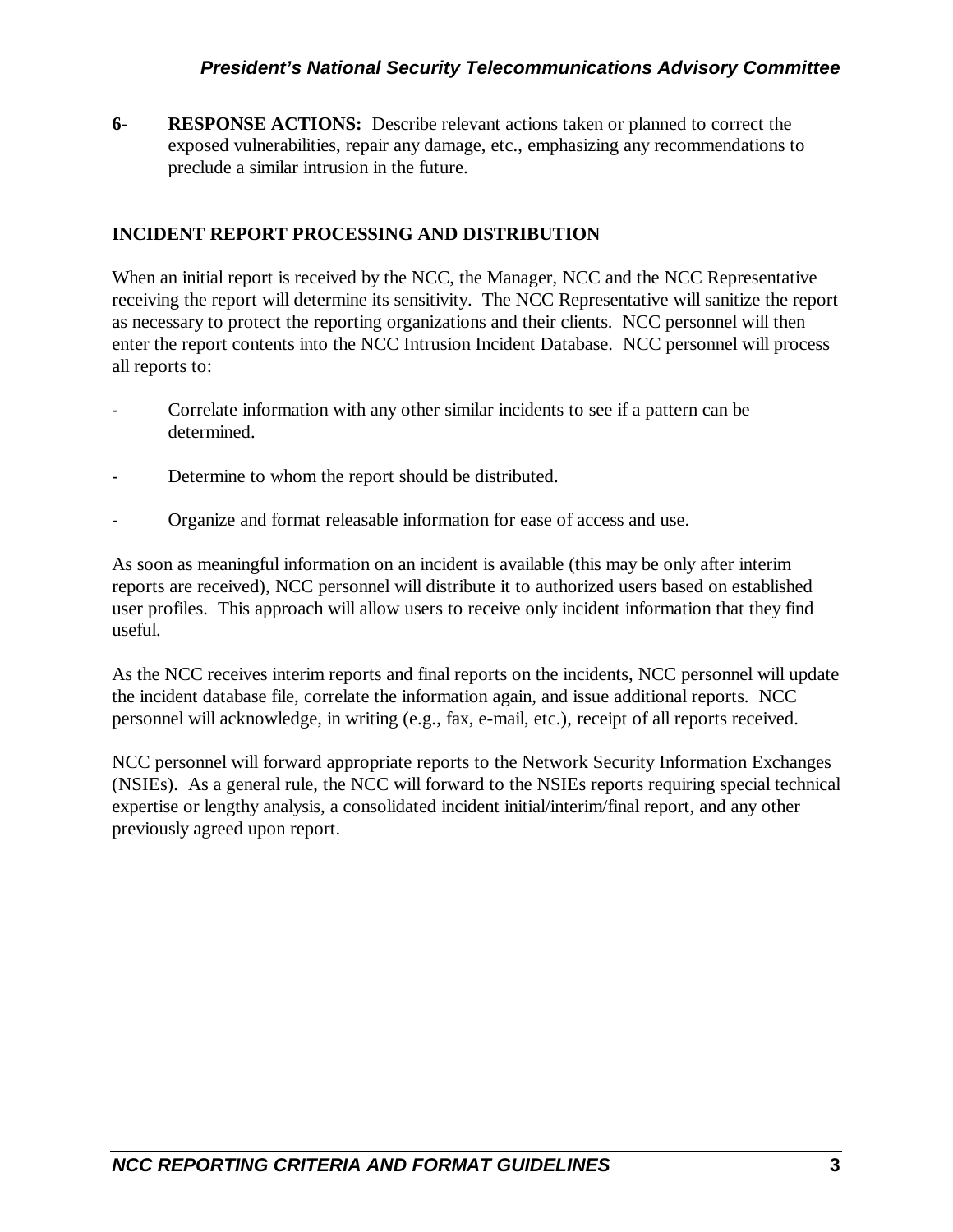**6- RESPONSE ACTIONS:** Describe relevant actions taken or planned to correct the exposed vulnerabilities, repair any damage, etc., emphasizing any recommendations to preclude a similar intrusion in the future.

**INCIDENT REPORT PROCESSING AND DISTRIBUTION**

When an initial report is received by the NCC, the Manager, NCC and the NCC Representative receiving the report will determine its sensitivity. The NCC Representative will sanitize the report as necessary to protect the reporting organizations and their clients. NCC personnel will then enter the report contents into the NCC Intrusion Incident Database. NCC personnel will process all reports to:

- Correlate information with any other similar incidents to see if a pattern can be determined.
- Determine to whom the report should be distributed.
- Organize and format releasable information for ease of access and use.

As soon as meaningful information on an incident is available (this may be only after interim reports are received), NCC personnel will distribute it to authorized users based on established user profiles. This approach will allow users to receive only incident information that they find useful.

As the NCC receives interim reports and final reports on the incidents, NCC personnel will update the incident database file, correlate the information again, and issue additional reports. NCC personnel will acknowledge, in writing (e.g., fax, e-mail, etc.), receipt of all reports received.

NCC personnel will forward appropriate reports to the Network Security Information Exchanges (NSIEs). As a general rule, the NCC will forward to the NSIEs reports requiring special technical expertise or lengthy analysis, a consolidated incident initial/interim/final report, and any other previously agreed upon report.